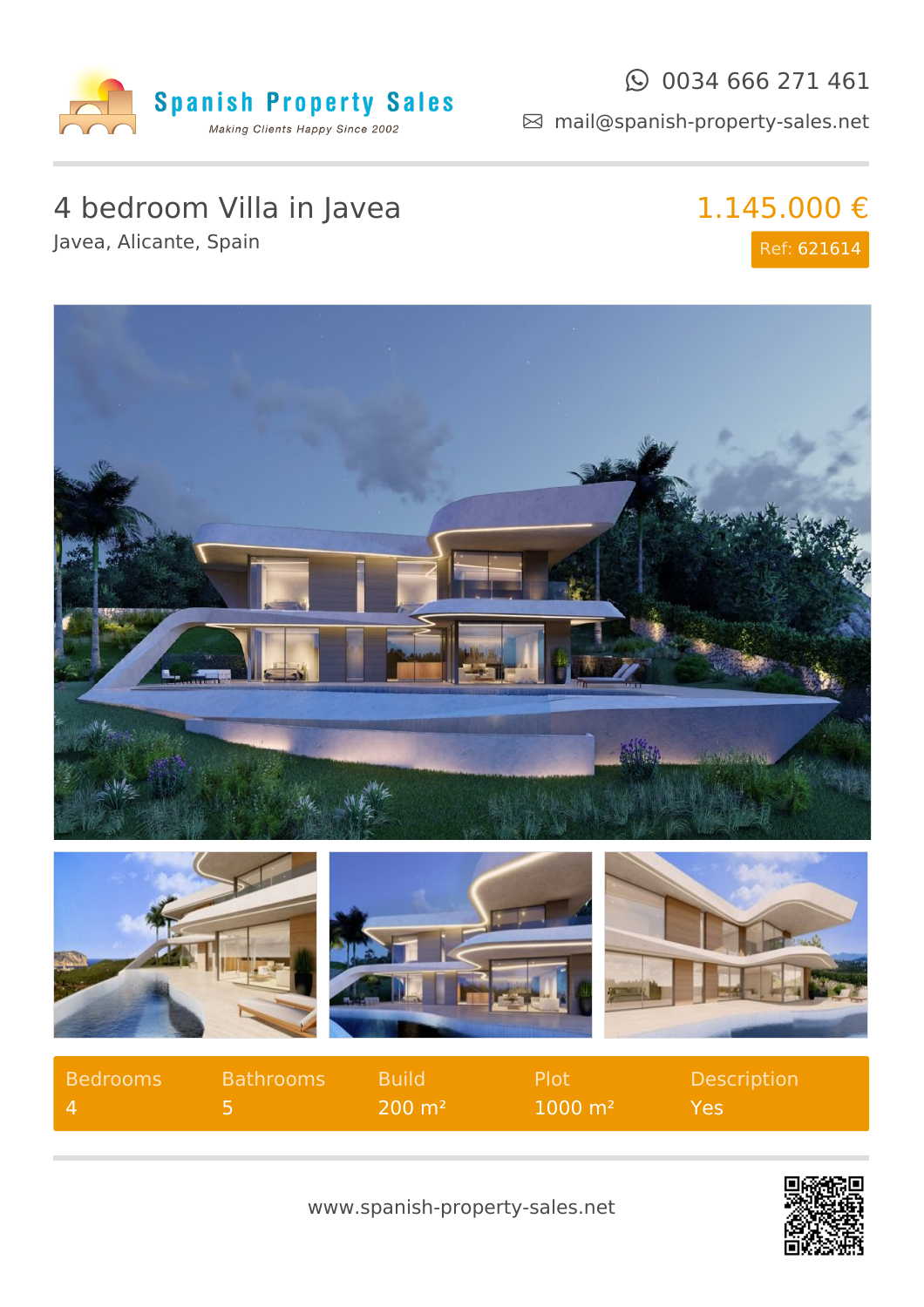**Spanish Property Sales**
*Making Clients Happy Since 2002*

0034 666 271 461
mail@spanish-property-sales.net

# 4 bedroom Villa in Javea

Javea, Alicante, Spain

**1.145.000 €**

Ref: 621614

| Bedrooms | Bathrooms | Build | Plot | Description |
|---|---|---|---|---|
| 4 | 5 | 200 m² | 1000 m² | Yes |

www.spanish-property-sales.net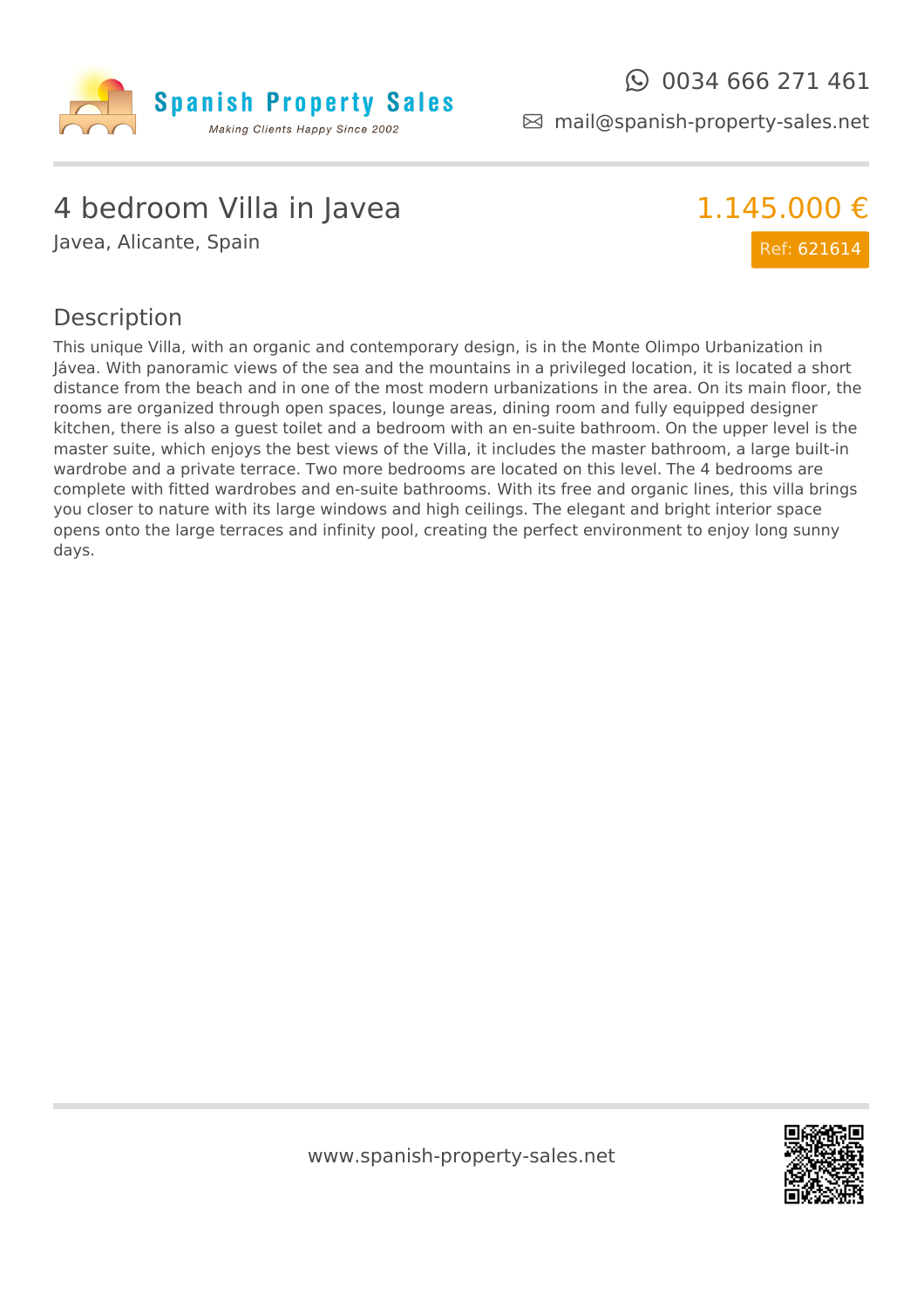# 4 bedroom Villa in Javea

Javea, Alicante, Spain

1.145.000 €

Ref: 621614

## Description

This unique Villa, with an organic and contemporary design, is in the Monte Olimpo Urbanization in Jávea. With panoramic views of the sea and the mountains in a privileged location, it is located a short distance from the beach and in one of the most modern urbanizations in the area. On its main floor, the rooms are organized through open spaces, lounge areas, dining room and fully equipped designer kitchen, there is also a guest toilet and a bedroom with an en-suite bathroom. On the upper level is the master suite, which enjoys the best views of the Villa, it includes the master bathroom, a large built-in wardrobe and a private terrace. Two more bedrooms are located on this level. The 4 bedrooms are complete with fitted wardrobes and en-suite bathrooms. With its free and organic lines, this villa brings you closer to nature with its large windows and high ceilings. The elegant and bright interior space opens onto the large terraces and infinity pool, creating the perfect environment to enjoy long sunny days.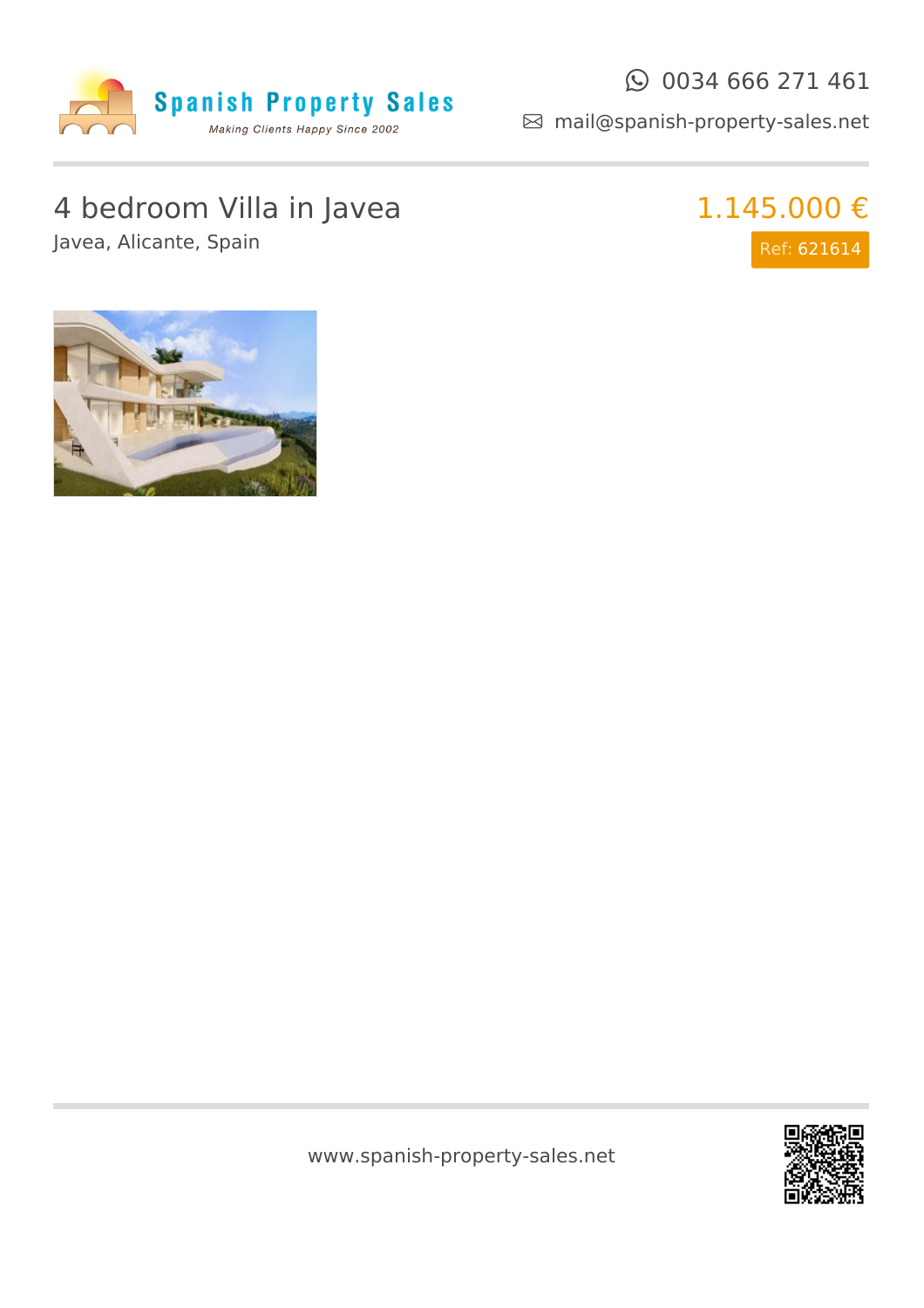0034 666 271 461

mail@spanish-property-sales.net

# 4 bedroom Villa in Javea

Javea, Alicante, Spain

1.145.000 €

Ref: 621614

www.spanish-property-sales.net